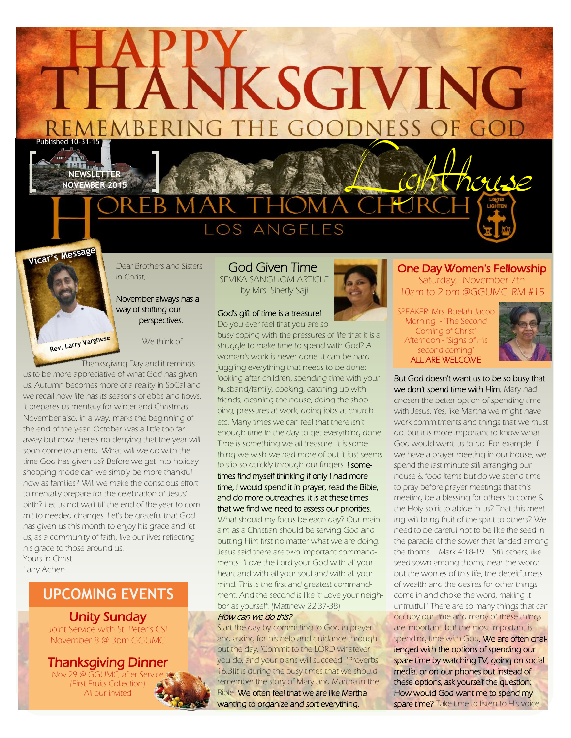# HAPPY THANKSGIVING

## REMEMBERING THE GOODNESS OF GOD

Published 10-31-15

NEWSLETTER NOVEMBER 2015

Lighthouse

# HOREB MAR THOMA CHURCH

LOS ANGELES

## Vicar's Message

Rev. Larry Varghese

Dear Brothers and Sisters in Christ,

November always has a way of shifting our perspectives.

We think of Thanksgiving Day and it reminds us to be more appreciative of what God has given us. Autumn becomes more of a reality in SoCal and we recall how life has its seasons of ebbs and flows. It prepares us mentally for winter and Christmas. November also, in a way, marks the beginning of the end of the year. October was a little too far away but now there's no denying that the year will soon come to an end. What will we do with the time God has given us? Before we get into holiday shopping mode can we simply be more thankful now as families? Will we make the conscious effort to mentally prepare for the celebration of Jesus' birth? Let us not wait till the end of the year to commit to needed changes. Let's be grateful that God has given us this month to enjoy his grace and let us, as a community of faith, live our lives reflecting his grace to those around us.

Yours in Christ.

Larry Achen

## UPCOMING EVENTS

### Unity Sunday

Joint Service with St. Peter's CSI

November 8 @ 3pm GGUMC

### Thanksgiving Dinner

Nov 29 @ GGUMC, after Service

(First Fruits Collection)

All our invited

## God Given Time

SEVIKA SANGHOM ARTICLE

by Mrs. Sherly Saji

God's gift of time is a treasure!

Do you ever feel that you are so busy coping with the pressures of life that it is a struggle to make time to spend with God? A woman's work is never done. It can be hard juggling everything that needs to be done; looking after children, spending time with your husband/family, cooking, catching up with friends, cleaning the house, doing the shopping, pressures at work, doing jobs at church etc. Many times we can feel that there isn't enough time in the day to get everything done. Time is something we all treasure. It is something we wish we had more of but it just seems to slip so quickly through our fingers. I sometimes find myself thinking if only I had more time, I would spend it in prayer, read the Bible, and do more outreaches. It is at these times that we find we need to assess our priorities. What should my focus be each day? Our main aim as a Christian should be serving God and putting Him first no matter what we are doing. Jesus said there are two important commandments...'Love the Lord your God with all your heart and with all your soul and with all your mind. This is the first and greatest commandment. And the second is like it: Love your neighbor as yourself. (Matthew 22:37-38)

*How can we do this?*

Start the day by committing to God in prayer and asking for his help and guidance throughout the day. 'Commit to the LORD whatever you do, and your plans will succeed. (Proverbs 16:3)It is during the busy times that we should remember the story of Mary and Martha in the Bible. We often feel that we are like Martha wanting to organize and sort everything.

But God doesn't want us to be so busy that we don't spend time with Him. Mary had chosen the better option of spending time with Jesus. Yes, like Martha we might have work commitments and things that we must do, but it is more important to know what God would want us to do. For example, if we have a prayer meeting in our house, we spend the last minute still arranging our house & food items but do we spend time to pray before prayer meetings that this meeting be a blessing for others to come & the Holy spirit to abide in us? That this meeting will bring fruit of the spirit to others? We need to be careful not to be like the seed in the parable of the sower that landed among the thorns ... Mark 4:18-19 ...'Still others, like seed sown among thorns, hear the word; but the worries of this life, the deceitfulness of wealth and the desires for other things come in and choke the word, making it unfruitful.' There are so many things that can occupy our time and many of these things are important, but the most important is spending time with God. We are often challenged with the options of spending our spare time by watching TV, going on social media, or on our phones but instead of these options, ask yourself the question: How would God want me to spend my spare time? Take time to listen to His voice.

## One Day Women's Fellowship

Saturday, November 7th

10am to 2 pm @GGUMC, RM #15

SPEAKER: Mrs. Buelah Jacob

Morning - "The Second Coming of Christ"

Afternoon - "Signs of His second coming"

ALL ARE WELCOME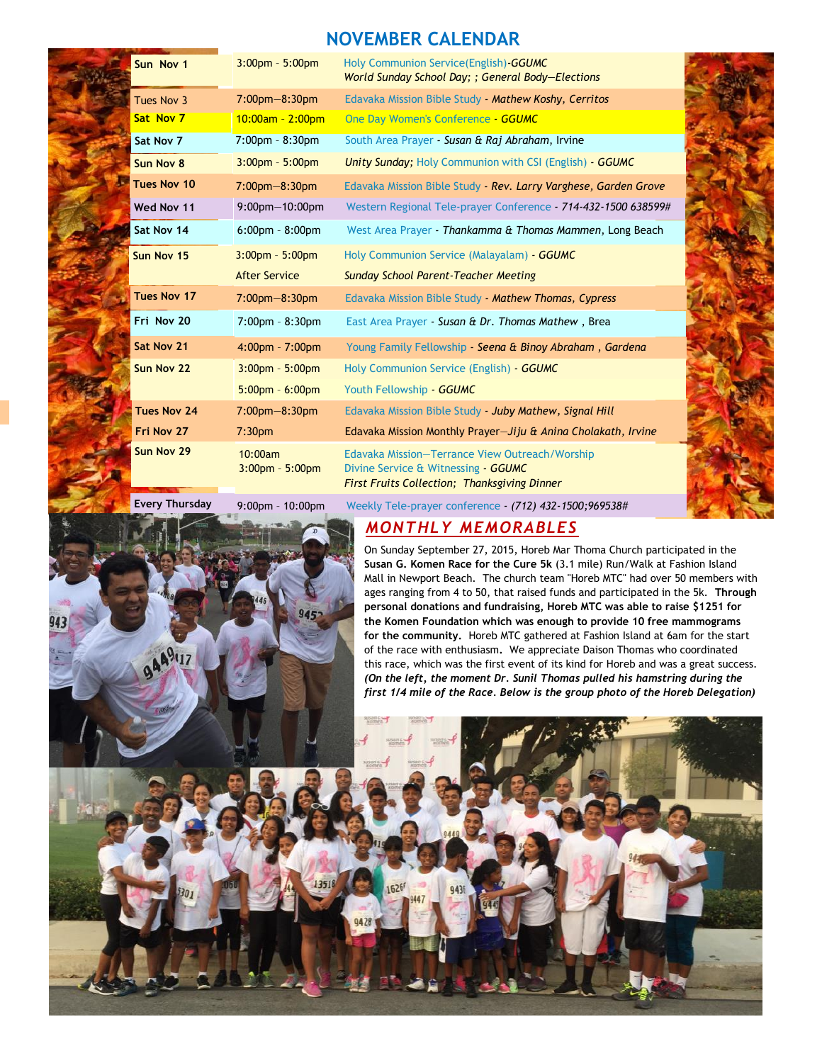## NOVEMBER CALENDAR

| | | |
|---|---|---|
| Sun Nov 1 | 3:00pm - 5:00pm | Holy Communion Service(English)-*GGUMC* *World Sunday School Day; ; General Body—Elections* |
| Tues Nov 3 | 7:00pm—8:30pm | Edavaka Mission Bible Study - *Mathew Koshy, Cerritos* |
| Sat Nov 7 | 10:00am - 2:00pm | One Day Women's Conference - *GGUMC* |
| Sat Nov 7 | 7:00pm - 8:30pm | South Area Prayer - *Susan & Raj Abraham*, Irvine |
| Sun Nov 8 | 3:00pm - 5:00pm | *Unity Sunday;* Holy Communion with CSI (English) - *GGUMC* |
| Tues Nov 10 | 7:00pm—8:30pm | Edavaka Mission Bible Study - *Rev. Larry Varghese, Garden Grove* |
| Wed Nov 11 | 9:00pm—10:00pm | Western Regional Tele-prayer Conference - *714-432-1500 638599#* |
| Sat Nov 14 | 6:00pm - 8:00pm | West Area Prayer - *Thankamma & Thomas Mammen*, Long Beach |
| Sun Nov 15 | 3:00pm - 5:00pm | Holy Communion Service (Malayalam) - *GGUMC* |
| | After Service | *Sunday School Parent-Teacher Meeting* |
| Tues Nov 17 | 7:00pm—8:30pm | Edavaka Mission Bible Study - *Mathew Thomas, Cypress* |
| Fri Nov 20 | 7:00pm - 8:30pm | East Area Prayer - *Susan & Dr. Thomas Mathew* , Brea |
| Sat Nov 21 | 4:00pm - 7:00pm | Young Family Fellowship - *Seena & Binoy Abraham , Gardena* |
| Sun Nov 22 | 3:00pm - 5:00pm | Holy Communion Service (English) - *GGUMC* |
| | 5:00pm - 6:00pm | Youth Fellowship - *GGUMC* |
| Tues Nov 24 | 7:00pm—8:30pm | Edavaka Mission Bible Study - *Juby Mathew, Signal Hill* |
| Fri Nov 27 | 7:30pm | Edavaka Mission Monthly Prayer—*Jiju & Anina Cholakath, Irvine* |
| Sun Nov 29 | 10:00am 3:00pm - 5:00pm | Edavaka Mission—Terrance View Outreach/Worship Divine Service & Witnessing - *GGUMC* *First Fruits Collection; Thanksgiving Dinner* |
| Every Thursday | 9:00pm - 10:00pm | Weekly Tele-prayer conference - *(712) 432-1500;969538#* |

## *MONTHLY MEMORABLES*

On Sunday September 27, 2015, Horeb Mar Thoma Church participated in the **Susan G. Komen Race for the Cure 5k** (3.1 mile) Run/Walk at Fashion Island Mall in Newport Beach. The church team "Horeb MTC" had over 50 members with ages ranging from 4 to 50, that raised funds and participated in the 5k. **Through personal donations and fundraising, Horeb MTC was able to raise $1251 for the Komen Foundation which was enough to provide 10 free mammograms for the community.** Horeb MTC gathered at Fashion Island at 6am for the start of the race with enthusiasm. We appreciate Daison Thomas who coordinated this race, which was the first event of its kind for Horeb and was a great success. ***(On the left, the moment Dr. Sunil Thomas pulled his hamstring during the first 1/4 mile of the Race. Below is the group photo of the Horeb Delegation)***